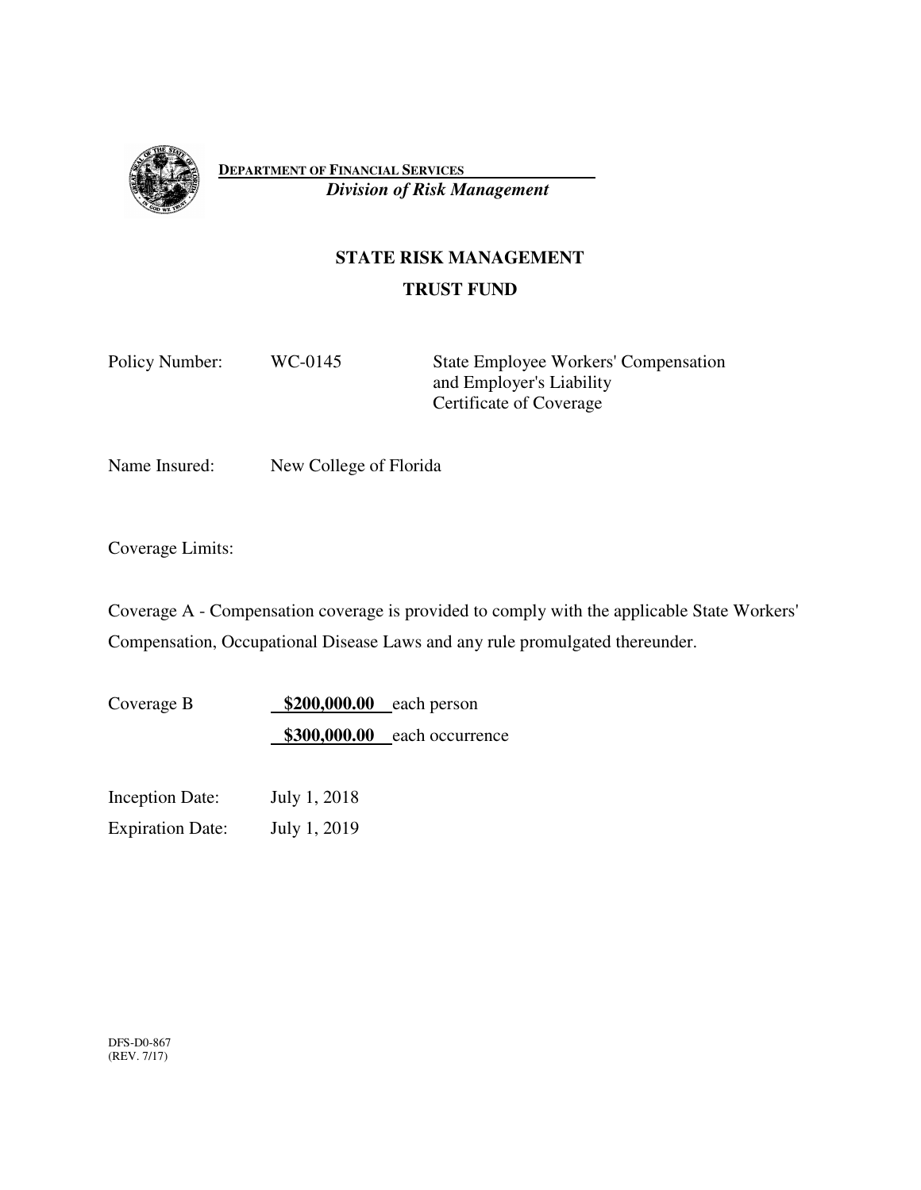**DEPARTMENT OF FINANCIAL SERVICES**

***Division of Risk Management***

## STATE RISK MANAGEMENT
## TRUST FUND

Policy Number: WC-0145 State Employee Workers' Compensation and Employer's Liability Certificate of Coverage

Name Insured: New College of Florida

Coverage Limits:

Coverage A - Compensation coverage is provided to comply with the applicable State Workers' Compensation, Occupational Disease Laws and any rule promulgated thereunder.

Coverage B **$200,000.00** each person
**$300,000.00** each occurrence

Inception Date: July 1, 2018

Expiration Date: July 1, 2019

DFS-D0-867
(REV. 7/17)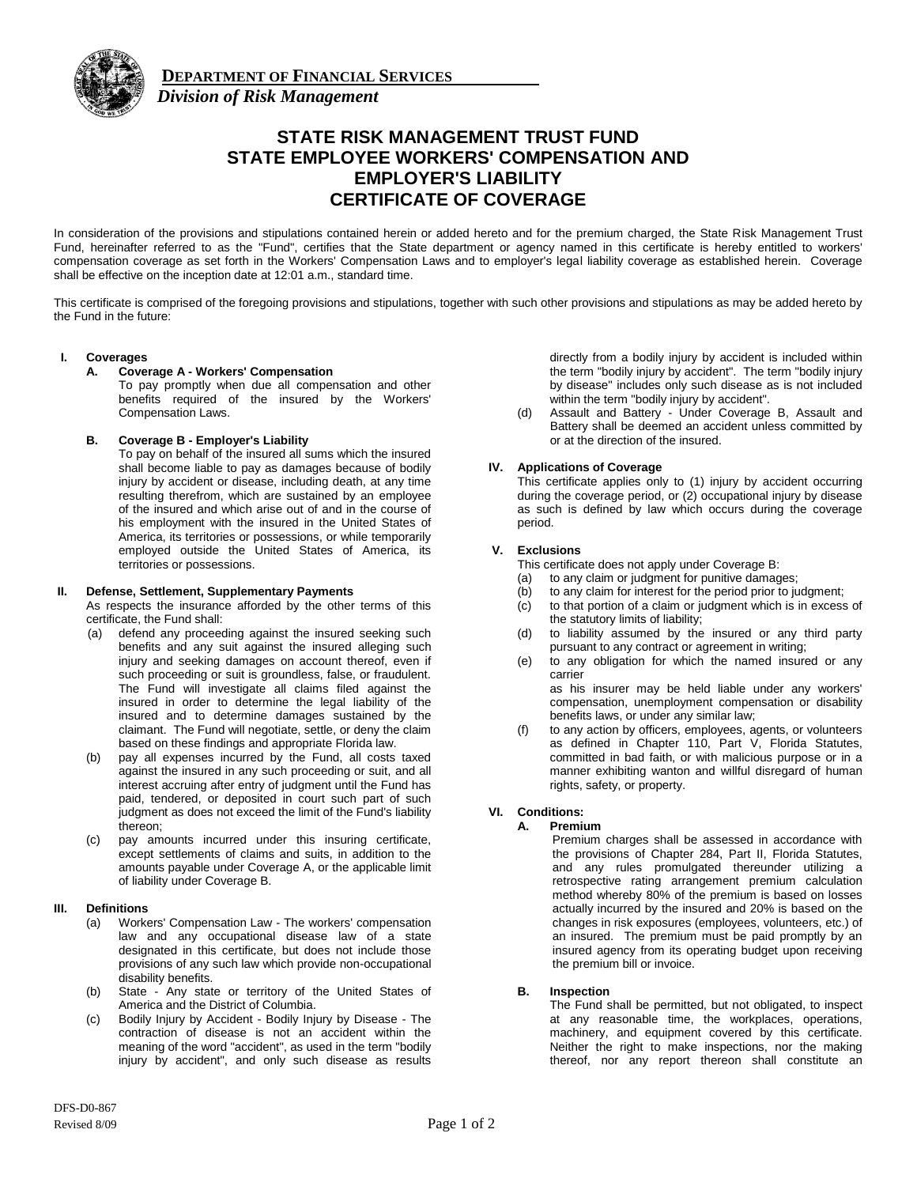**DEPARTMENT OF FINANCIAL SERVICES**
*Division of Risk Management*

# STATE RISK MANAGEMENT TRUST FUND STATE EMPLOYEE WORKERS' COMPENSATION AND EMPLOYER'S LIABILITY CERTIFICATE OF COVERAGE

In consideration of the provisions and stipulations contained herein or added hereto and for the premium charged, the State Risk Management Trust Fund, hereinafter referred to as the "Fund", certifies that the State department or agency named in this certificate is hereby entitled to workers' compensation coverage as set forth in the Workers' Compensation Laws and to employer's legal liability coverage as established herein. Coverage shall be effective on the inception date at 12:01 a.m., standard time.

This certificate is comprised of the foregoing provisions and stipulations, together with such other provisions and stipulations as may be added hereto by the Fund in the future:

## I. Coverages

### A. Coverage A - Workers' Compensation

To pay promptly when due all compensation and other benefits required of the insured by the Workers' Compensation Laws.

### B. Coverage B - Employer's Liability

To pay on behalf of the insured all sums which the insured shall become liable to pay as damages because of bodily injury by accident or disease, including death, at any time resulting therefrom, which are sustained by an employee of the insured and which arise out of and in the course of his employment with the insured in the United States of America, its territories or possessions, or while temporarily employed outside the United States of America, its territories or possessions.

## II. Defense, Settlement, Supplementary Payments

As respects the insurance afforded by the other terms of this certificate, the Fund shall:

(a) defend any proceeding against the insured seeking such benefits and any suit against the insured alleging such injury and seeking damages on account thereof, even if such proceeding or suit is groundless, false, or fraudulent. The Fund will investigate all claims filed against the insured in order to determine the legal liability of the insured and to determine damages sustained by the claimant. The Fund will negotiate, settle, or deny the claim based on these findings and appropriate Florida law.

(b) pay all expenses incurred by the Fund, all costs taxed against the insured in any such proceeding or suit, and all interest accruing after entry of judgment until the Fund has paid, tendered, or deposited in court such part of such judgment as does not exceed the limit of the Fund's liability thereon;

(c) pay amounts incurred under this insuring certificate, except settlements of claims and suits, in addition to the amounts payable under Coverage A, or the applicable limit of liability under Coverage B.

## III. Definitions

(a) Workers' Compensation Law - The workers' compensation law and any occupational disease law of a state designated in this certificate, but does not include those provisions of any such law which provide non-occupational disability benefits.

(b) State - Any state or territory of the United States of America and the District of Columbia.

(c) Bodily Injury by Accident - Bodily Injury by Disease - The contraction of disease is not an accident within the meaning of the word "accident", as used in the term "bodily injury by accident", and only such disease as results directly from a bodily injury by accident is included within the term "bodily injury by accident". The term "bodily injury by disease" includes only such disease as is not included within the term "bodily injury by accident".

(d) Assault and Battery - Under Coverage B, Assault and Battery shall be deemed an accident unless committed by or at the direction of the insured.

## IV. Applications of Coverage

This certificate applies only to (1) injury by accident occurring during the coverage period, or (2) occupational injury by disease as such is defined by law which occurs during the coverage period.

## V. Exclusions

This certificate does not apply under Coverage B:

(a) to any claim or judgment for punitive damages;

(b) to any claim for interest for the period prior to judgment;

(c) to that portion of a claim or judgment which is in excess of the statutory limits of liability;

(d) to liability assumed by the insured or any third party pursuant to any contract or agreement in writing;

(e) to any obligation for which the named insured or any carrier as his insurer may be held liable under any workers' compensation, unemployment compensation or disability benefits laws, or under any similar law;

(f) to any action by officers, employees, agents, or volunteers as defined in Chapter 110, Part V, Florida Statutes, committed in bad faith, or with malicious purpose or in a manner exhibiting wanton and willful disregard of human rights, safety, or property.

## VI. Conditions:

### A. Premium

Premium charges shall be assessed in accordance with the provisions of Chapter 284, Part II, Florida Statutes, and any rules promulgated thereunder utilizing a retrospective rating arrangement premium calculation method whereby 80% of the premium is based on losses actually incurred by the insured and 20% is based on the changes in risk exposures (employees, volunteers, etc.) of an insured. The premium must be paid promptly by an insured agency from its operating budget upon receiving the premium bill or invoice.

### B. Inspection

The Fund shall be permitted, but not obligated, to inspect at any reasonable time, the workplaces, operations, machinery, and equipment covered by this certificate. Neither the right to make inspections, nor the making thereof, nor any report thereon shall constitute an

DFS-D0-867
Revised 8/09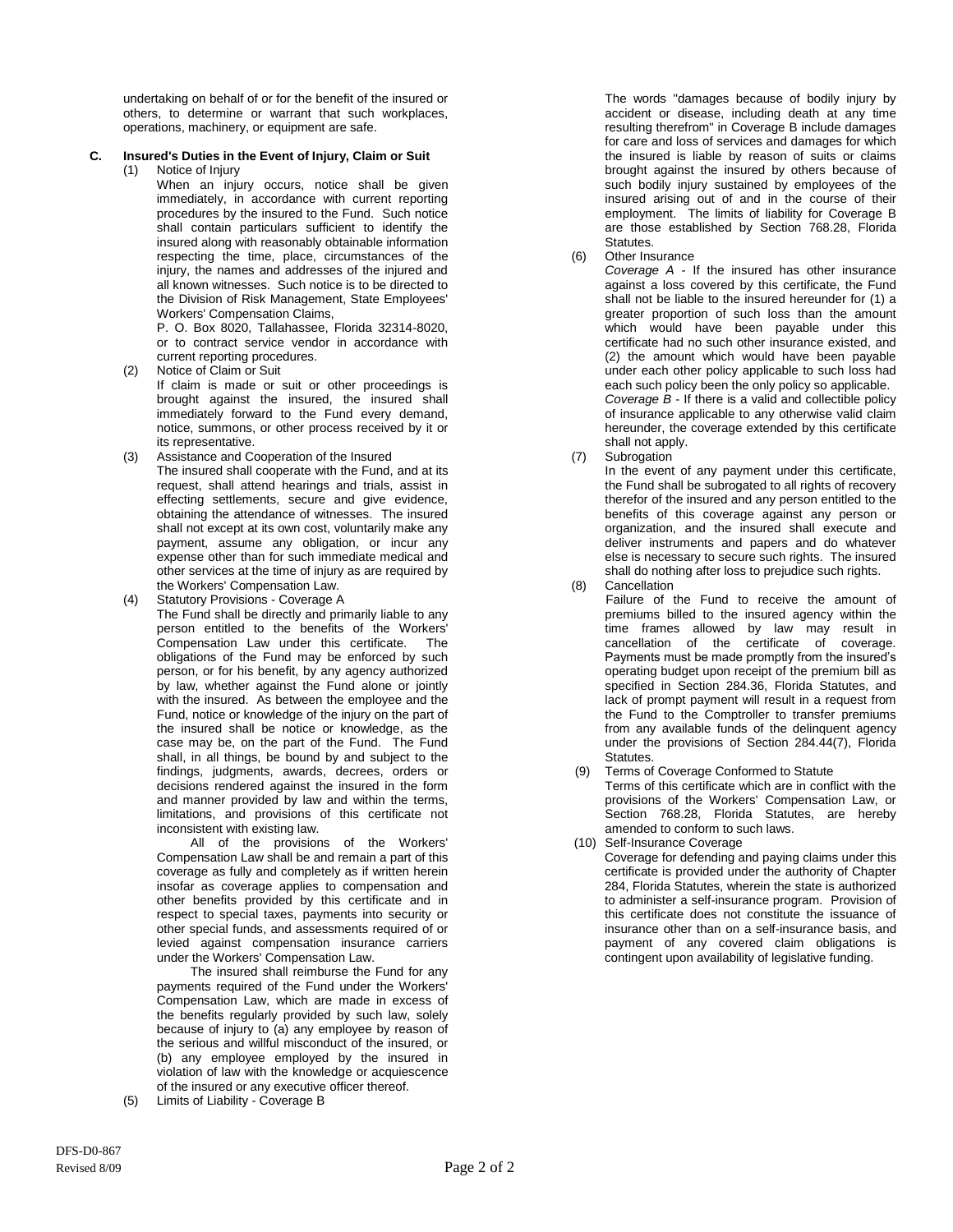undertaking on behalf of or for the benefit of the insured or others, to determine or warrant that such workplaces, operations, machinery, or equipment are safe.

**C. Insured's Duties in the Event of Injury, Claim or Suit**

(1) Notice of Injury

When an injury occurs, notice shall be given immediately, in accordance with current reporting procedures by the insured to the Fund. Such notice shall contain particulars sufficient to identify the insured along with reasonably obtainable information respecting the time, place, circumstances of the injury, the names and addresses of the injured and all known witnesses. Such notice is to be directed to the Division of Risk Management, State Employees' Workers' Compensation Claims,
P. O. Box 8020, Tallahassee, Florida 32314-8020, or to contract service vendor in accordance with current reporting procedures.

(2) Notice of Claim or Suit

If claim is made or suit or other proceedings is brought against the insured, the insured shall immediately forward to the Fund every demand, notice, summons, or other process received by it or its representative.

(3) Assistance and Cooperation of the Insured

The insured shall cooperate with the Fund, and at its request, shall attend hearings and trials, assist in effecting settlements, secure and give evidence, obtaining the attendance of witnesses. The insured shall not except at its own cost, voluntarily make any payment, assume any obligation, or incur any expense other than for such immediate medical and other services at the time of injury as are required by the Workers' Compensation Law.

(4) Statutory Provisions - Coverage A

The Fund shall be directly and primarily liable to any person entitled to the benefits of the Workers' Compensation Law under this certificate. The obligations of the Fund may be enforced by such person, or for his benefit, by any agency authorized by law, whether against the Fund alone or jointly with the insured. As between the employee and the Fund, notice or knowledge of the injury on the part of the insured shall be notice or knowledge, as the case may be, on the part of the Fund. The Fund shall, in all things, be bound by and subject to the findings, judgments, awards, decrees, orders or decisions rendered against the insured in the form and manner provided by law and within the terms, limitations, and provisions of this certificate not inconsistent with existing law.

All of the provisions of the Workers' Compensation Law shall be and remain a part of this coverage as fully and completely as if written herein insofar as coverage applies to compensation and other benefits provided by this certificate and in respect to special taxes, payments into security or other special funds, and assessments required of or levied against compensation insurance carriers under the Workers' Compensation Law.

The insured shall reimburse the Fund for any payments required of the Fund under the Workers' Compensation Law, which are made in excess of the benefits regularly provided by such law, solely because of injury to (a) any employee by reason of the serious and willful misconduct of the insured, or (b) any employee employed by the insured in violation of law with the knowledge or acquiescence of the insured or any executive officer thereof.

(5) Limits of Liability - Coverage B

The words "damages because of bodily injury by accident or disease, including death at any time resulting therefrom" in Coverage B include damages for care and loss of services and damages for which the insured is liable by reason of suits or claims brought against the insured by others because of such bodily injury sustained by employees of the insured arising out of and in the course of their employment. The limits of liability for Coverage B are those established by Section 768.28, Florida Statutes.

(6) Other Insurance

*Coverage A* - If the insured has other insurance against a loss covered by this certificate, the Fund shall not be liable to the insured hereunder for (1) a greater proportion of such loss than the amount which would have been payable under this certificate had no such other insurance existed, and (2) the amount which would have been payable under each other policy applicable to such loss had each such policy been the only policy so applicable.

*Coverage B* - If there is a valid and collectible policy of insurance applicable to any otherwise valid claim hereunder, the coverage extended by this certificate shall not apply.

(7) Subrogation

In the event of any payment under this certificate, the Fund shall be subrogated to all rights of recovery therefor of the insured and any person entitled to the benefits of this coverage against any person or organization, and the insured shall execute and deliver instruments and papers and do whatever else is necessary to secure such rights. The insured shall do nothing after loss to prejudice such rights.

(8) Cancellation

Failure of the Fund to receive the amount of premiums billed to the insured agency within the time frames allowed by law may result in cancellation of the certificate of coverage. Payments must be made promptly from the insured's operating budget upon receipt of the premium bill as specified in Section 284.36, Florida Statutes, and lack of prompt payment will result in a request from the Fund to the Comptroller to transfer premiums from any available funds of the delinquent agency under the provisions of Section 284.44(7), Florida Statutes.

(9) Terms of Coverage Conformed to Statute

Terms of this certificate which are in conflict with the provisions of the Workers' Compensation Law, or Section 768.28, Florida Statutes, are hereby amended to conform to such laws.

(10) Self-Insurance Coverage

Coverage for defending and paying claims under this certificate is provided under the authority of Chapter 284, Florida Statutes, wherein the state is authorized to administer a self-insurance program. Provision of this certificate does not constitute the issuance of insurance other than on a self-insurance basis, and payment of any covered claim obligations is contingent upon availability of legislative funding.

DFS-D0-867
Revised 8/09